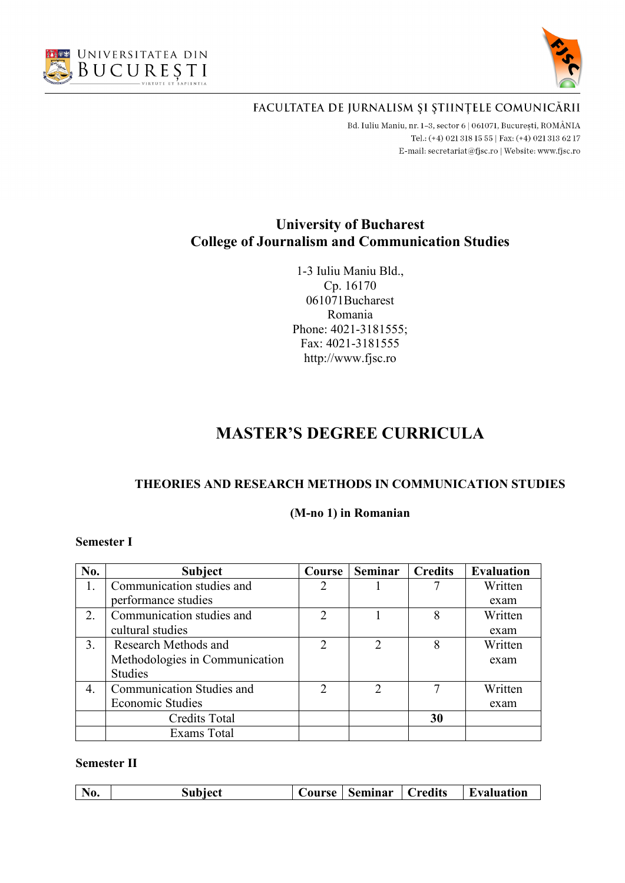UNIVERSITATEA DIN BUCUREȘTI

FACULTATEA DE JURNALISM ȘI ȘTIINȚELE COMUNICĂRII

Bd. Iuliu Maniu, nr. 1-3, sector 6 | 061071, București, ROMÂNIA
Tel.: (+4) 021 318 15 55 | Fax: (+4) 021 313 62 17
E-mail: secretariat@fjsc.ro | Website: www.fjsc.ro

## University of Bucharest
## College of Journalism and Communication Studies

1-3 Iuliu Maniu Bld.,
Cp. 16170
061071Bucharest
Romania
Phone: 4021-3181555;
Fax: 4021-3181555
http://www.fjsc.ro

# MASTER'S DEGREE CURRICULA

### THEORIES AND RESEARCH METHODS IN COMMUNICATION STUDIES

**(M-no 1) in Romanian**

**Semester I**

| No. | Subject | Course | Seminar | Credits | Evaluation |
|---|---|---|---|---|---|
| 1. | Communication studies and performance studies | 2 | 1 | 7 | Written exam |
| 2. | Communication studies and cultural studies | 2 | 1 | 8 | Written exam |
| 3. | Research Methods and Methodologies in Communication Studies | 2 | 2 | 8 | Written exam |
| 4. | Communication Studies and Economic Studies | 2 | 2 | 7 | Written exam |
| | Credits Total | | | **30** | |
| | Exams Total | | | | |

**Semester II**

| No. | Subject | Course | Seminar | Credits | Evaluation |
|---|---|---|---|---|---|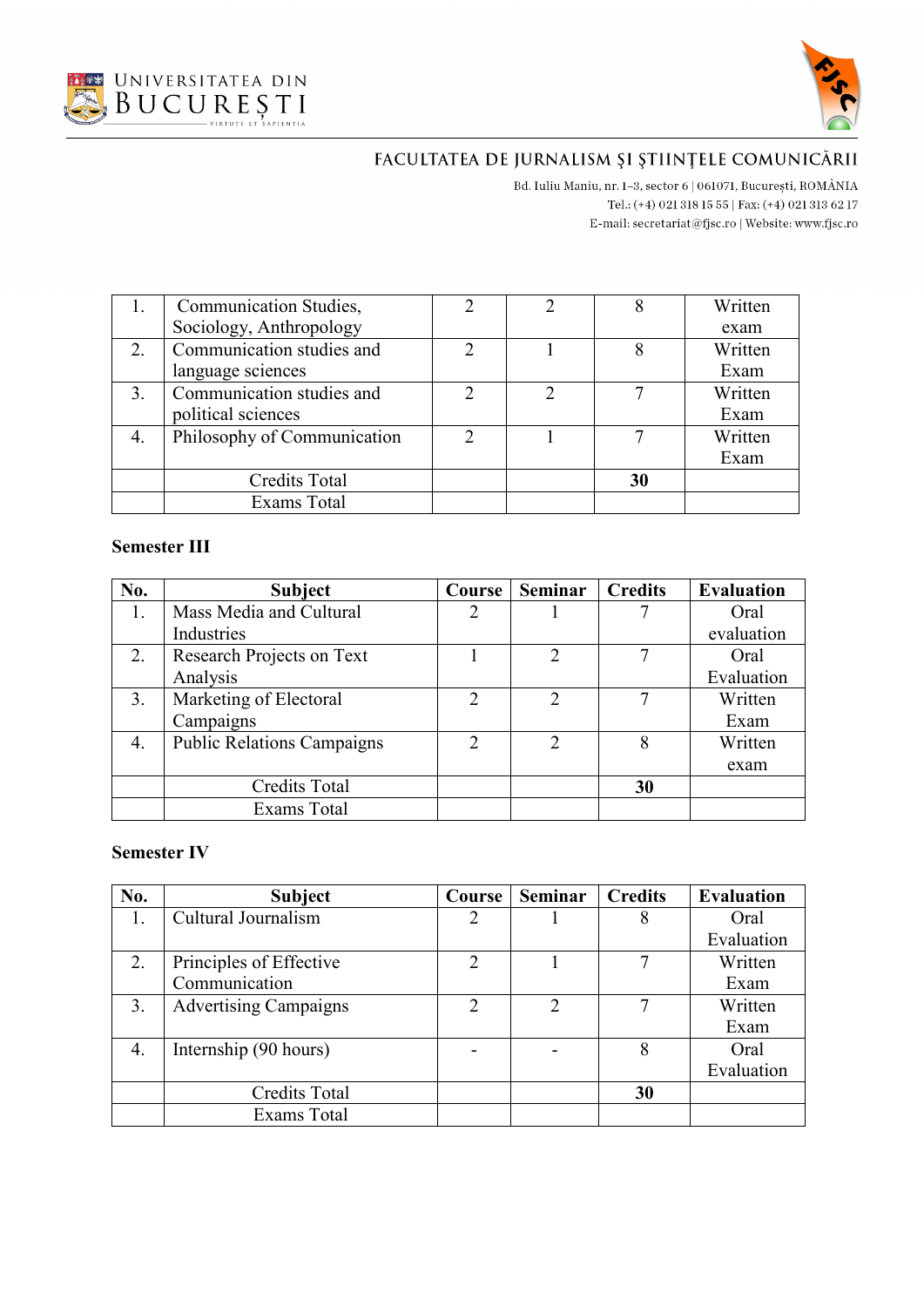| | | | | | |
|---|---|---|---|---|---|
| 1. | Communication Studies, Sociology, Anthropology | 2 | 2 | 8 | Written exam |
| 2. | Communication studies and language sciences | 2 | 1 | 8 | Written Exam |
| 3. | Communication studies and political sciences | 2 | 2 | 7 | Written Exam |
| 4. | Philosophy of Communication | 2 | 1 | 7 | Written Exam |
| | Credits Total | | | **30** | |
| | Exams Total | | | | |

**Semester III**

| No. | Subject | Course | Seminar | Credits | Evaluation |
|---|---|---|---|---|---|
| 1. | Mass Media and Cultural Industries | 2 | 1 | 7 | Oral evaluation |
| 2. | Research Projects on Text Analysis | 1 | 2 | 7 | Oral Evaluation |
| 3. | Marketing of Electoral Campaigns | 2 | 2 | 7 | Written Exam |
| 4. | Public Relations Campaigns | 2 | 2 | 8 | Written exam |
| | Credits Total | | | **30** | |
| | Exams Total | | | | |

**Semester IV**

| No. | Subject | Course | Seminar | Credits | Evaluation |
|---|---|---|---|---|---|
| 1. | Cultural Journalism | 2 | 1 | 8 | Oral Evaluation |
| 2. | Principles of Effective Communication | 2 | 1 | 7 | Written Exam |
| 3. | Advertising Campaigns | 2 | 2 | 7 | Written Exam |
| 4. | Internship (90 hours) | - | - | 8 | Oral Evaluation |
| | Credits Total | | | **30** | |
| | Exams Total | | | | |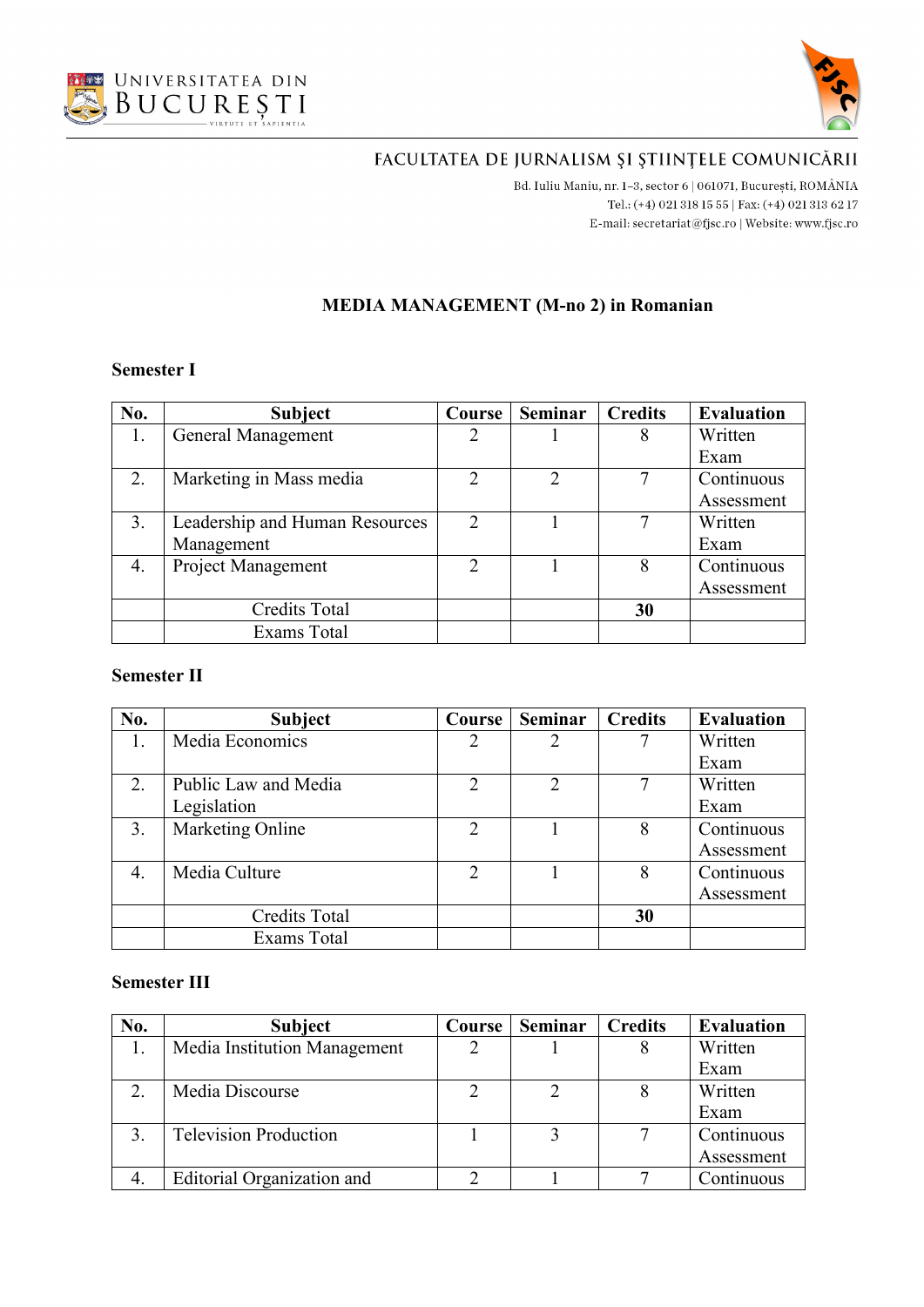# MEDIA MANAGEMENT (M-no 2) in Romanian

## Semester I

| No. | Subject | Course | Seminar | Credits | Evaluation |
|---|---|---|---|---|---|
| 1. | General Management | 2 | 1 | 8 | Written Exam |
| 2. | Marketing in Mass media | 2 | 2 | 7 | Continuous Assessment |
| 3. | Leadership and Human Resources Management | 2 | 1 | 7 | Written Exam |
| 4. | Project Management | 2 | 1 | 8 | Continuous Assessment |
| | Credits Total | | | **30** | |
| | Exams Total | | | | |

## Semester II

| No. | Subject | Course | Seminar | Credits | Evaluation |
|---|---|---|---|---|---|
| 1. | Media Economics | 2 | 2 | 7 | Written Exam |
| 2. | Public Law and Media Legislation | 2 | 2 | 7 | Written Exam |
| 3. | Marketing Online | 2 | 1 | 8 | Continuous Assessment |
| 4. | Media Culture | 2 | 1 | 8 | Continuous Assessment |
| | Credits Total | | | **30** | |
| | Exams Total | | | | |

## Semester III

| No. | Subject | Course | Seminar | Credits | Evaluation |
|---|---|---|---|---|---|
| 1. | Media Institution Management | 2 | 1 | 8 | Written Exam |
| 2. | Media Discourse | 2 | 2 | 8 | Written Exam |
| 3. | Television Production | 1 | 3 | 7 | Continuous Assessment |
| 4. | Editorial Organization and | 2 | 1 | 7 | Continuous |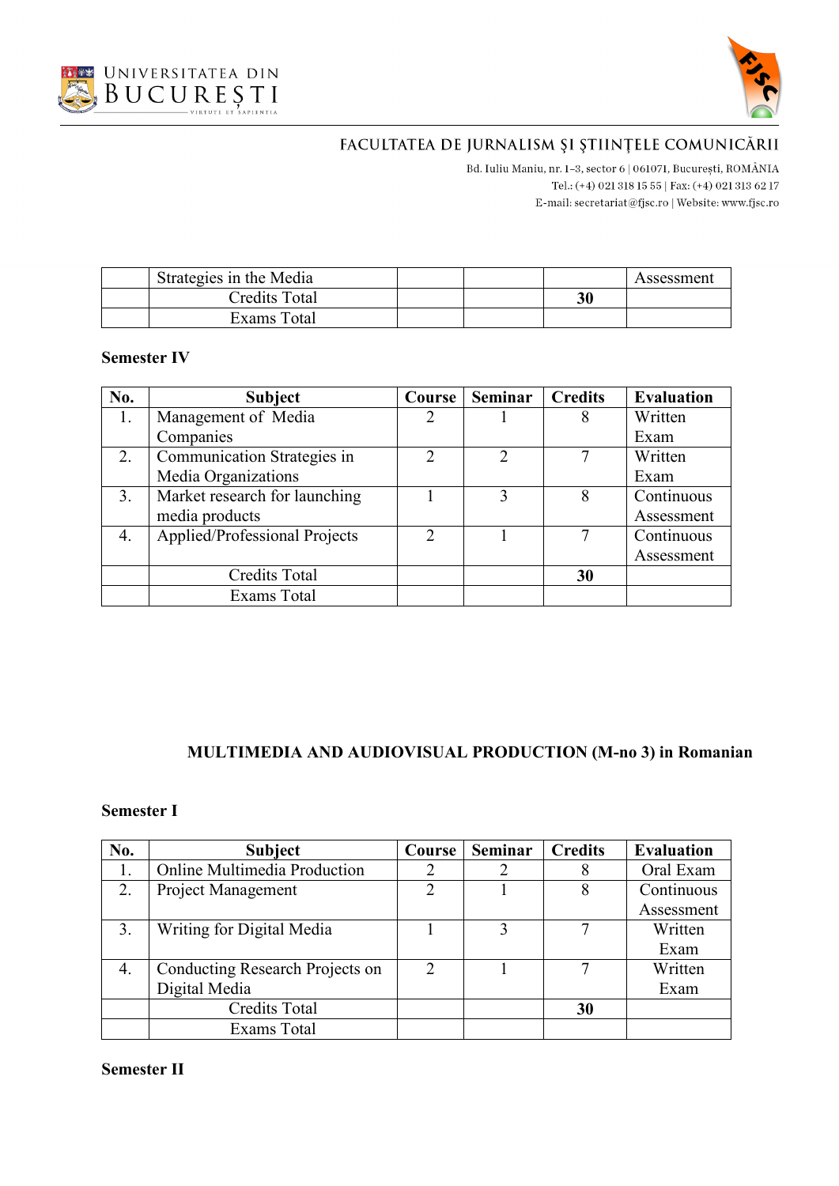| | Strategies in the Media | | | | Assessment |
|---|---|---|---|---|---|
| | Credits Total | | | **30** | |
| | Exams Total | | | | |

**Semester IV**

| No. | Subject | Course | Seminar | Credits | Evaluation |
|---|---|---|---|---|---|
| 1. | Management of Media Companies | 2 | 1 | 8 | Written Exam |
| 2. | Communication Strategies in Media Organizations | 2 | 2 | 7 | Written Exam |
| 3. | Market research for launching media products | 1 | 3 | 8 | Continuous Assessment |
| 4. | Applied/Professional Projects | 2 | 1 | 7 | Continuous Assessment |
| | Credits Total | | | **30** | |
| | Exams Total | | | | |

## MULTIMEDIA AND AUDIOVISUAL PRODUCTION (M-no 3) in Romanian

**Semester I**

| No. | Subject | Course | Seminar | Credits | Evaluation |
|---|---|---|---|---|---|
| 1. | Online Multimedia Production | 2 | 2 | 8 | Oral Exam |
| 2. | Project Management | 2 | 1 | 8 | Continuous Assessment |
| 3. | Writing for Digital Media | 1 | 3 | 7 | Written Exam |
| 4. | Conducting Research Projects on Digital Media | 2 | 1 | 7 | Written Exam |
| | Credits Total | | | **30** | |
| | Exams Total | | | | |

**Semester II**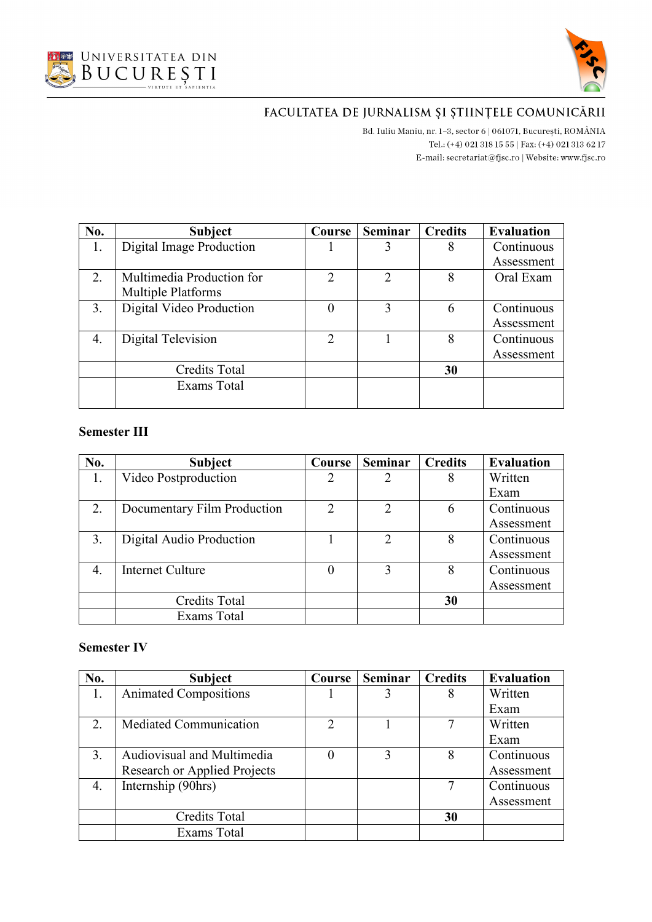| No. | Subject | Course | Seminar | Credits | Evaluation |
| --- | --- | --- | --- | --- | --- |
| 1. | Digital Image Production | 1 | 3 | 8 | Continuous Assessment |
| 2. | Multimedia Production for Multiple Platforms | 2 | 2 | 8 | Oral Exam |
| 3. | Digital Video Production | 0 | 3 | 6 | Continuous Assessment |
| 4. | Digital Television | 2 | 1 | 8 | Continuous Assessment |
| | Credits Total | | | **30** | |
| | Exams Total | | | | |

**Semester III**

| No. | Subject | Course | Seminar | Credits | Evaluation |
| --- | --- | --- | --- | --- | --- |
| 1. | Video Postproduction | 2 | 2 | 8 | Written Exam |
| 2. | Documentary Film Production | 2 | 2 | 6 | Continuous Assessment |
| 3. | Digital Audio Production | 1 | 2 | 8 | Continuous Assessment |
| 4. | Internet Culture | 0 | 3 | 8 | Continuous Assessment |
| | Credits Total | | | **30** | |
| | Exams Total | | | | |

**Semester IV**

| No. | Subject | Course | Seminar | Credits | Evaluation |
| --- | --- | --- | --- | --- | --- |
| 1. | Animated Compositions | 1 | 3 | 8 | Written Exam |
| 2. | Mediated Communication | 2 | 1 | 7 | Written Exam |
| 3. | Audiovisual and Multimedia Research or Applied Projects | 0 | 3 | 8 | Continuous Assessment |
| 4. | Internship (90hrs) | | | 7 | Continuous Assessment |
| | Credits Total | | | **30** | |
| | Exams Total | | | | |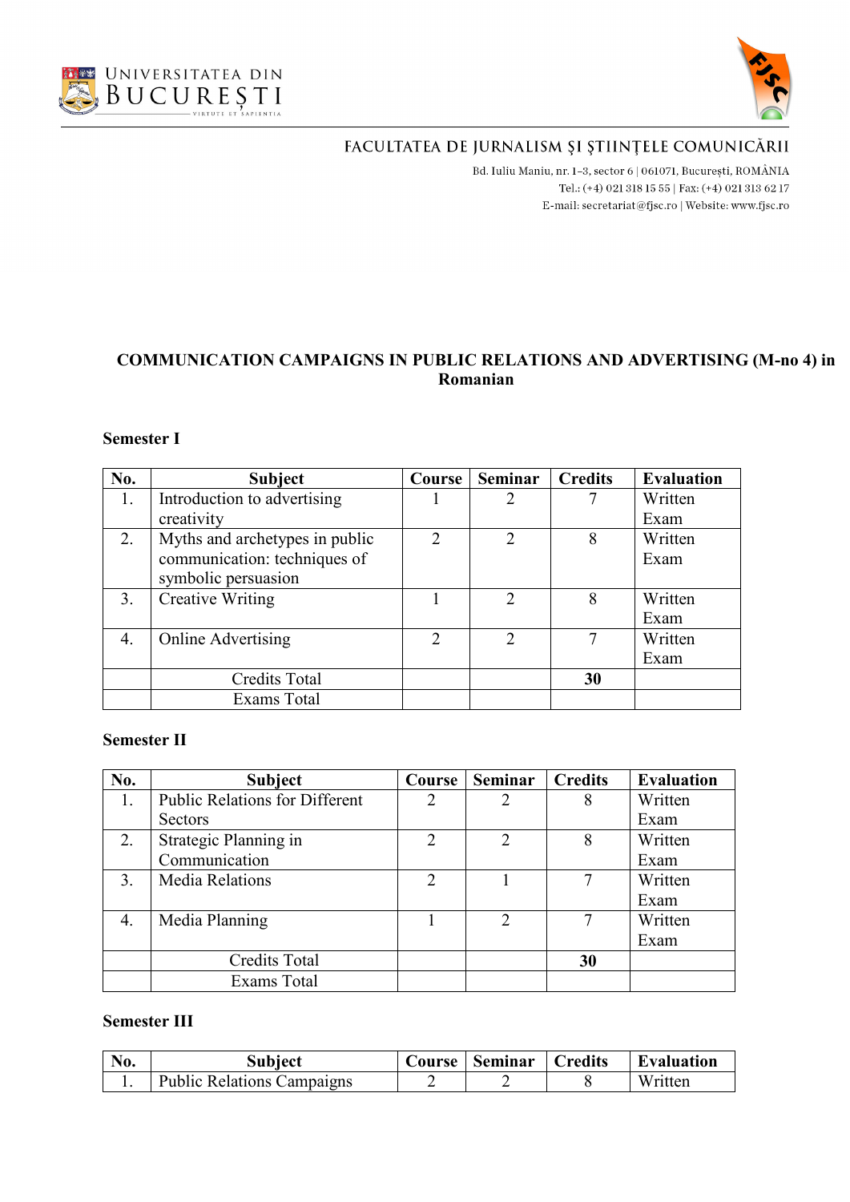UNIVERSITATEA DIN BUCUREȘTI

FACULTATEA DE JURNALISM ȘI ȘTIINȚELE COMUNICĂRII

Bd. Iuliu Maniu, nr. 1-3, sector 6 | 061071, București, ROMÂNIA
Tel.: (+4) 021 318 15 55 | Fax: (+4) 021 313 62 17
E-mail: secretariat@fjsc.ro | Website: www.fjsc.ro

## COMMUNICATION CAMPAIGNS IN PUBLIC RELATIONS AND ADVERTISING (M-no 4) in Romanian

### Semester I

| No. | Subject | Course | Seminar | Credits | Evaluation |
|---|---|---|---|---|---|
| 1. | Introduction to advertising creativity | 1 | 2 | 7 | Written Exam |
| 2. | Myths and archetypes in public communication: techniques of symbolic persuasion | 2 | 2 | 8 | Written Exam |
| 3. | Creative Writing | 1 | 2 | 8 | Written Exam |
| 4. | Online Advertising | 2 | 2 | 7 | Written Exam |
| | Credits Total | | | **30** | |
| | Exams Total | | | | |

### Semester II

| No. | Subject | Course | Seminar | Credits | Evaluation |
|---|---|---|---|---|---|
| 1. | Public Relations for Different Sectors | 2 | 2 | 8 | Written Exam |
| 2. | Strategic Planning in Communication | 2 | 2 | 8 | Written Exam |
| 3. | Media Relations | 2 | 1 | 7 | Written Exam |
| 4. | Media Planning | 1 | 2 | 7 | Written Exam |
| | Credits Total | | | **30** | |
| | Exams Total | | | | |

### Semester III

| No. | Subject | Course | Seminar | Credits | Evaluation |
|---|---|---|---|---|---|
| 1. | Public Relations Campaigns | 2 | 2 | 8 | Written |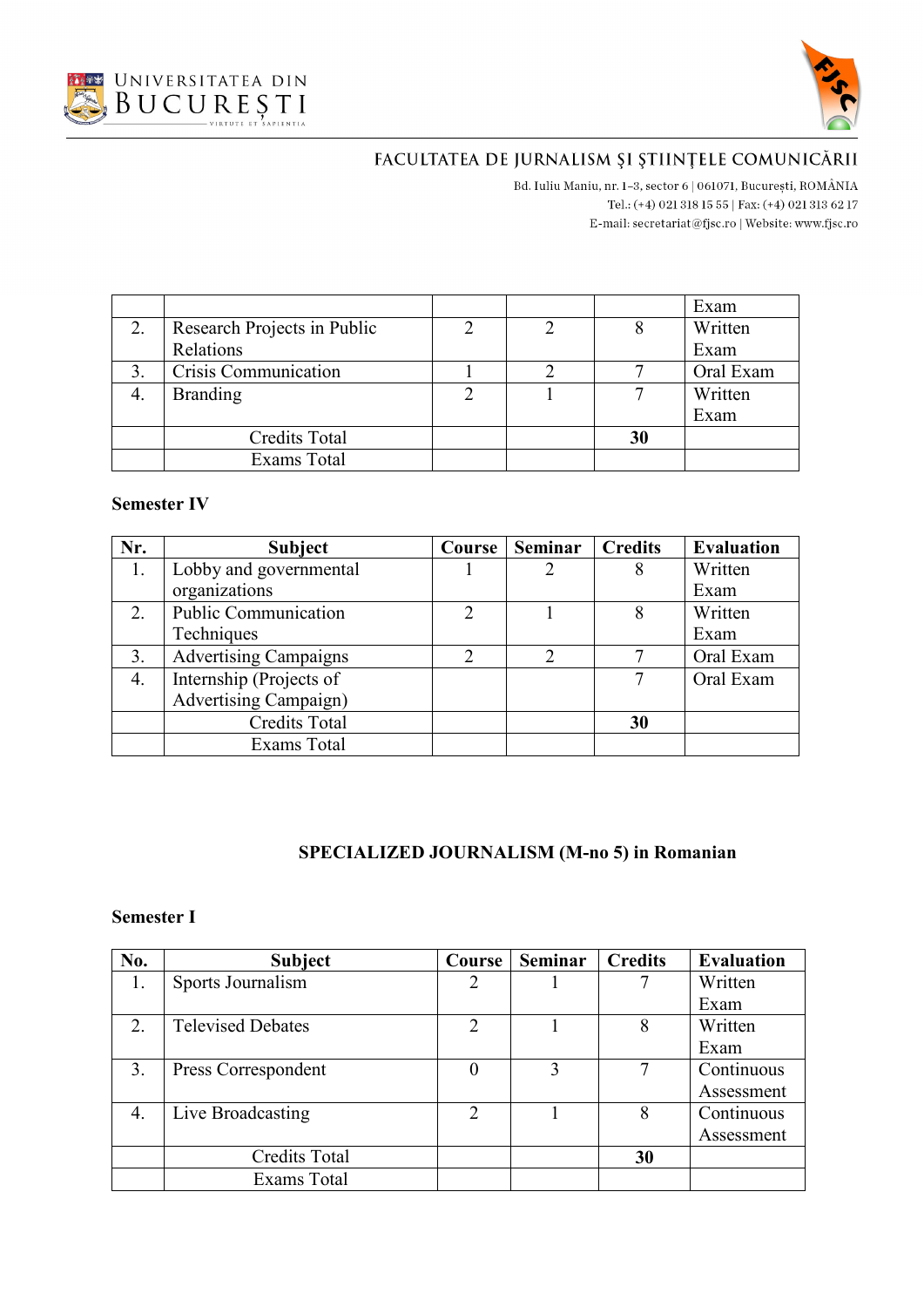|  |  |  |  |  | Exam |
|---|---|---|---|---|---|
| 2. | Research Projects in Public Relations | 2 | 2 | 8 | Written Exam |
| 3. | Crisis Communication | 1 | 2 | 7 | Oral Exam |
| 4. | Branding | 2 | 1 | 7 | Written Exam |
|  | Credits Total |  |  | **30** |  |
|  | Exams Total |  |  |  |  |

**Semester IV**

| Nr. | Subject | Course | Seminar | Credits | Evaluation |
|---|---|---|---|---|---|
| 1. | Lobby and governmental organizations | 1 | 2 | 8 | Written Exam |
| 2. | Public Communication Techniques | 2 | 1 | 8 | Written Exam |
| 3. | Advertising Campaigns | 2 | 2 | 7 | Oral Exam |
| 4. | Internship (Projects of Advertising Campaign) |  |  | 7 | Oral Exam |
|  | Credits Total |  |  | **30** |  |
|  | Exams Total |  |  |  |  |

## SPECIALIZED JOURNALISM (M-no 5) in Romanian

**Semester I**

| No. | Subject | Course | Seminar | Credits | Evaluation |
|---|---|---|---|---|---|
| 1. | Sports Journalism | 2 | 1 | 7 | Written Exam |
| 2. | Televised Debates | 2 | 1 | 8 | Written Exam |
| 3. | Press Correspondent | 0 | 3 | 7 | Continuous Assessment |
| 4. | Live Broadcasting | 2 | 1 | 8 | Continuous Assessment |
|  | Credits Total |  |  | **30** |  |
|  | Exams Total |  |  |  |  |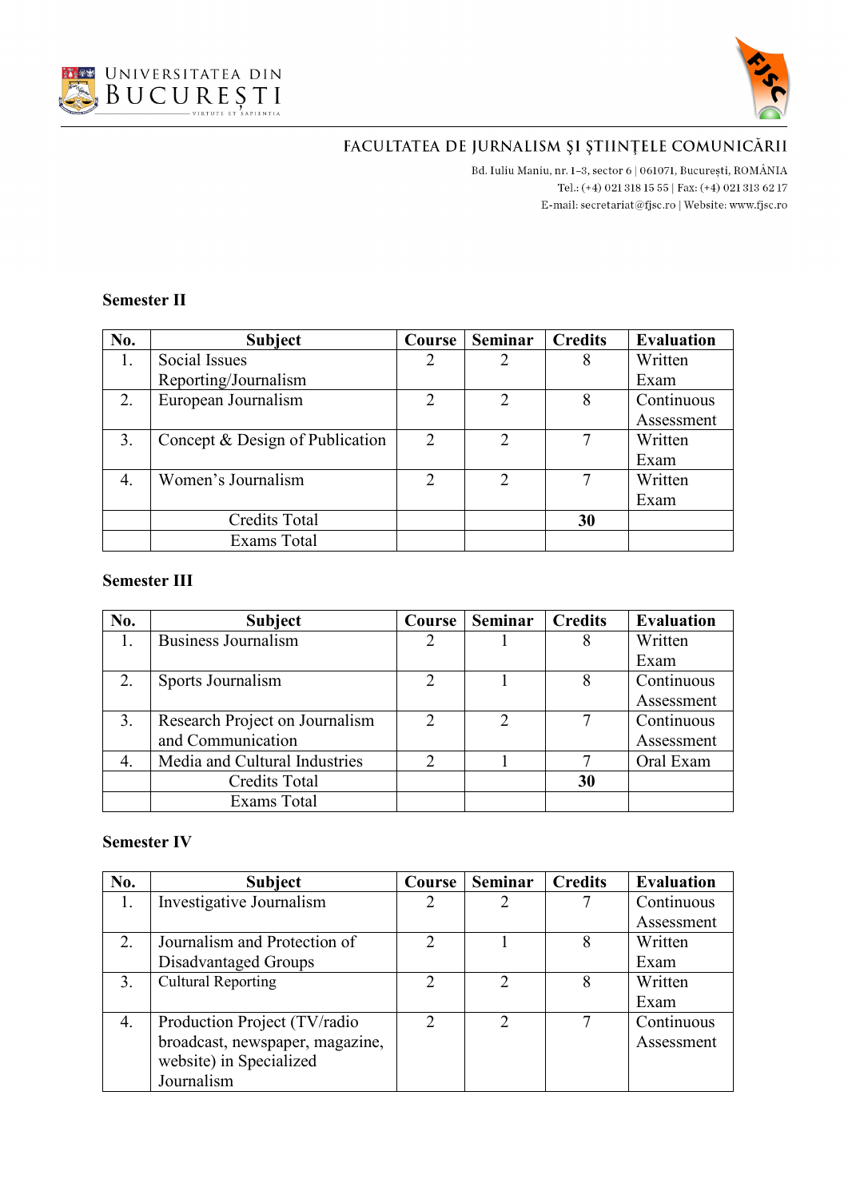FACULTATEA DE JURNALISM ŞI ŞTIINŢELE COMUNICĂRII

Bd. Iuliu Maniu, nr. 1-3, sector 6 | 061071, Bucureşti, ROMÂNIA
Tel.: (+4) 021 318 15 55 | Fax: (+4) 021 313 62 17
E-mail: secretariat@fjsc.ro | Website: www.fjsc.ro

**Semester II**

| No. | Subject | Course | Seminar | Credits | Evaluation |
|---|---|---|---|---|---|
| 1. | Social Issues Reporting/Journalism | 2 | 2 | 8 | Written Exam |
| 2. | European Journalism | 2 | 2 | 8 | Continuous Assessment |
| 3. | Concept & Design of Publication | 2 | 2 | 7 | Written Exam |
| 4. | Women's Journalism | 2 | 2 | 7 | Written Exam |
| | Credits Total | | | **30** | |
| | Exams Total | | | | |

**Semester III**

| No. | Subject | Course | Seminar | Credits | Evaluation |
|---|---|---|---|---|---|
| 1. | Business Journalism | 2 | 1 | 8 | Written Exam |
| 2. | Sports Journalism | 2 | 1 | 8 | Continuous Assessment |
| 3. | Research Project on Journalism and Communication | 2 | 2 | 7 | Continuous Assessment |
| 4. | Media and Cultural Industries | 2 | 1 | 7 | Oral Exam |
| | Credits Total | | | **30** | |
| | Exams Total | | | | |

**Semester IV**

| No. | Subject | Course | Seminar | Credits | Evaluation |
|---|---|---|---|---|---|
| 1. | Investigative Journalism | 2 | 2 | 7 | Continuous Assessment |
| 2. | Journalism and Protection of Disadvantaged Groups | 2 | 1 | 8 | Written Exam |
| 3. | Cultural Reporting | 2 | 2 | 8 | Written Exam |
| 4. | Production Project (TV/radio broadcast, newspaper, magazine, website) in Specialized Journalism | 2 | 2 | 7 | Continuous Assessment |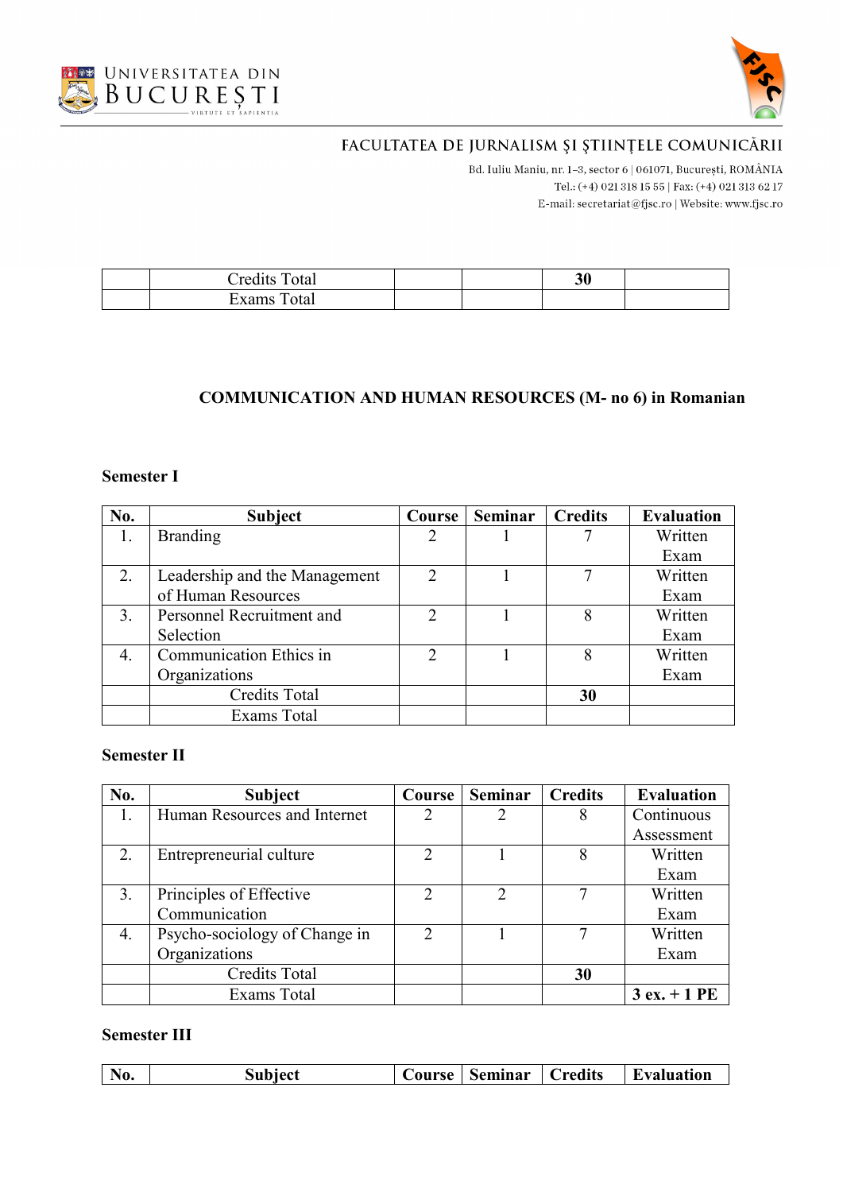| | Credits Total | | | 30 | |
|---|---|---|---|---|---|
| | Exams Total | | | | |

**COMMUNICATION AND HUMAN RESOURCES (M- no 6) in Romanian**

**Semester I**

| No. | Subject | Course | Seminar | Credits | Evaluation |
|---|---|---|---|---|---|
| 1. | Branding | 2 | 1 | 7 | Written Exam |
| 2. | Leadership and the Management of Human Resources | 2 | 1 | 7 | Written Exam |
| 3. | Personnel Recruitment and Selection | 2 | 1 | 8 | Written Exam |
| 4. | Communication Ethics in Organizations | 2 | 1 | 8 | Written Exam |
| | Credits Total | | | **30** | |
| | Exams Total | | | | |

**Semester II**

| No. | Subject | Course | Seminar | Credits | Evaluation |
|---|---|---|---|---|---|
| 1. | Human Resources and Internet | 2 | 2 | 8 | Continuous Assessment |
| 2. | Entrepreneurial culture | 2 | 1 | 8 | Written Exam |
| 3. | Principles of Effective Communication | 2 | 2 | 7 | Written Exam |
| 4. | Psycho-sociology of Change in Organizations | 2 | 1 | 7 | Written Exam |
| | Credits Total | | | **30** | |
| | Exams Total | | | | **3 ex. + 1 PE** |

**Semester III**

| No. | Subject | Course | Seminar | Credits | Evaluation |
|---|---|---|---|---|---|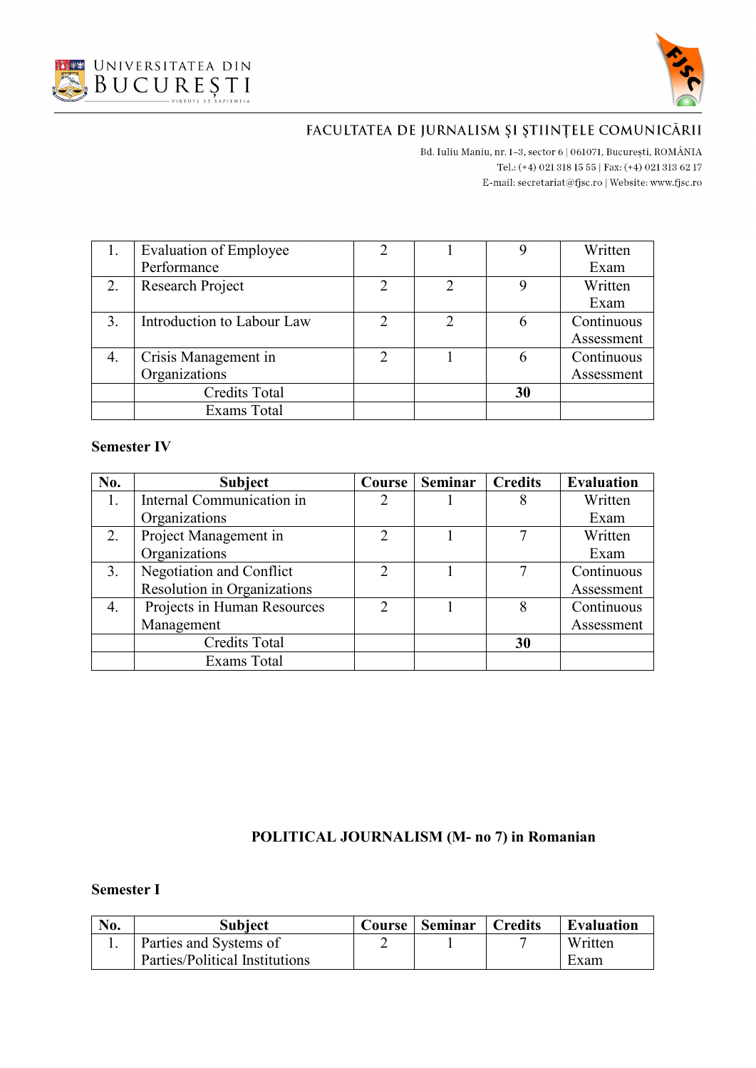| 1. | Evaluation of Employee Performance | 2 | 1 | 9 | Written Exam |
|---|---|---|---|---|---|
| 2. | Research Project | 2 | 2 | 9 | Written Exam |
| 3. | Introduction to Labour Law | 2 | 2 | 6 | Continuous Assessment |
| 4. | Crisis Management in Organizations | 2 | 1 | 6 | Continuous Assessment |
| | Credits Total | | | **30** | |
| | Exams Total | | | | |

**Semester IV**

| No. | Subject | Course | Seminar | Credits | Evaluation |
|---|---|---|---|---|---|
| 1. | Internal Communication in Organizations | 2 | 1 | 8 | Written Exam |
| 2. | Project Management in Organizations | 2 | 1 | 7 | Written Exam |
| 3. | Negotiation and Conflict Resolution in Organizations | 2 | 1 | 7 | Continuous Assessment |
| 4. | Projects in Human Resources Management | 2 | 1 | 8 | Continuous Assessment |
| | Credits Total | | | **30** | |
| | Exams Total | | | | |

## POLITICAL JOURNALISM (M- no 7) in Romanian

**Semester I**

| No. | Subject | Course | Seminar | Credits | Evaluation |
|---|---|---|---|---|---|
| 1. | Parties and Systems of Parties/Political Institutions | 2 | 1 | 7 | Written Exam |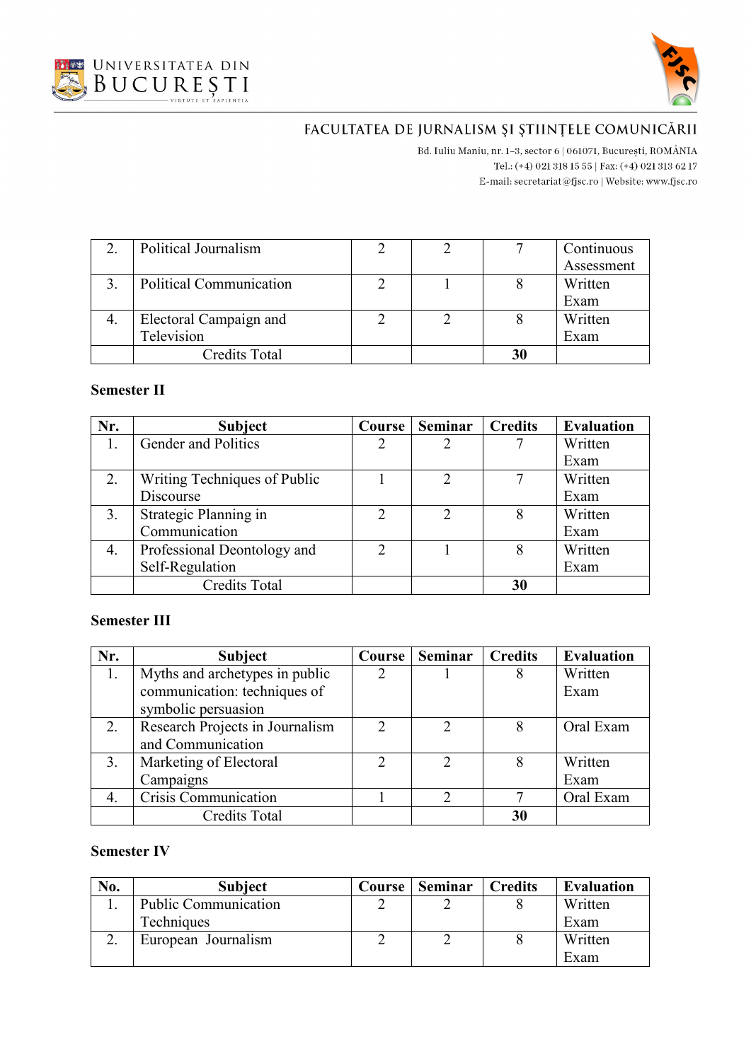| | | | | | |
|---|---|---|---|---|---|
| 2. | Political Journalism | 2 | 2 | 7 | Continuous Assessment |
| 3. | Political Communication | 2 | 1 | 8 | Written Exam |
| 4. | Electoral Campaign and Television | 2 | 2 | 8 | Written Exam |
| | Credits Total | | | **30** | |

**Semester II**

| Nr. | Subject | Course | Seminar | Credits | Evaluation |
|---|---|---|---|---|---|
| 1. | Gender and Politics | 2 | 2 | 7 | Written Exam |
| 2. | Writing Techniques of Public Discourse | 1 | 2 | 7 | Written Exam |
| 3. | Strategic Planning in Communication | 2 | 2 | 8 | Written Exam |
| 4. | Professional Deontology and Self-Regulation | 2 | 1 | 8 | Written Exam |
| | Credits Total | | | **30** | |

**Semester III**

| Nr. | Subject | Course | Seminar | Credits | Evaluation |
|---|---|---|---|---|---|
| 1. | Myths and archetypes in public communication: techniques of symbolic persuasion | 2 | 1 | 8 | Written Exam |
| 2. | Research Projects in Journalism and Communication | 2 | 2 | 8 | Oral Exam |
| 3. | Marketing of Electoral Campaigns | 2 | 2 | 8 | Written Exam |
| 4. | Crisis Communication | 1 | 2 | 7 | Oral Exam |
| | Credits Total | | | **30** | |

**Semester IV**

| No. | Subject | Course | Seminar | Credits | Evaluation |
|---|---|---|---|---|---|
| 1. | Public Communication Techniques | 2 | 2 | 8 | Written Exam |
| 2. | European Journalism | 2 | 2 | 8 | Written Exam |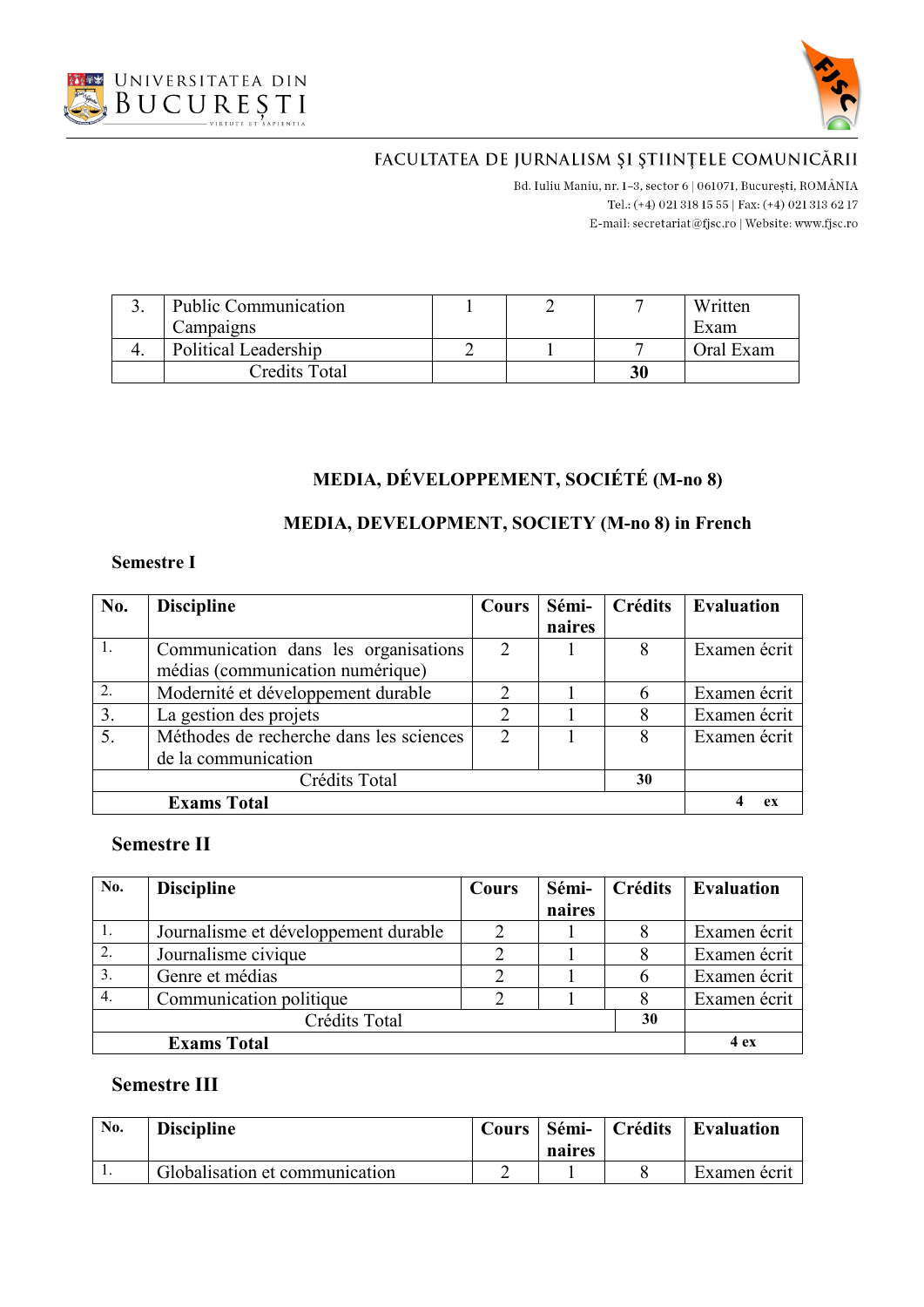| 3. | Public Communication Campaigns | 1 | 2 | 7 | Written Exam |
|---|---|---|---|---|---|
| 4. | Political Leadership | 2 | 1 | 7 | Oral Exam |
| | Credits Total | | | **30** | |

**MEDIA, DÉVELOPPEMENT, SOCIÉTÉ (M-no 8)**

**MEDIA, DEVELOPMENT, SOCIETY (M-no 8) in French**

**Semestre I**

| No. | Discipline | Cours | Sémi-naires | Crédits | Evaluation |
|---|---|---|---|---|---|
| 1. | Communication dans les organisations médias (communication numérique) | 2 | 1 | 8 | Examen écrit |
| 2. | Modernité et développement durable | 2 | 1 | 6 | Examen écrit |
| 3. | La gestion des projets | 2 | 1 | 8 | Examen écrit |
| 5. | Méthodes de recherche dans les sciences de la communication | 2 | 1 | 8 | Examen écrit |
| | Crédits Total | | | **30** | |
| | **Exams Total** | | | | **4 ex** |

**Semestre II**

| No. | Discipline | Cours | Sémi-naires | Crédits | Evaluation |
|---|---|---|---|---|---|
| 1. | Journalisme et développement durable | 2 | 1 | 8 | Examen écrit |
| 2. | Journalisme civique | 2 | 1 | 8 | Examen écrit |
| 3. | Genre et médias | 2 | 1 | 6 | Examen écrit |
| 4. | Communication politique | 2 | 1 | 8 | Examen écrit |
| | Crédits Total | | | **30** | |
| | **Exams Total** | | | | **4 ex** |

**Semestre III**

| No. | Discipline | Cours | Sémi-naires | Crédits | Evaluation |
|---|---|---|---|---|---|
| 1. | Globalisation et communication | 2 | 1 | 8 | Examen écrit |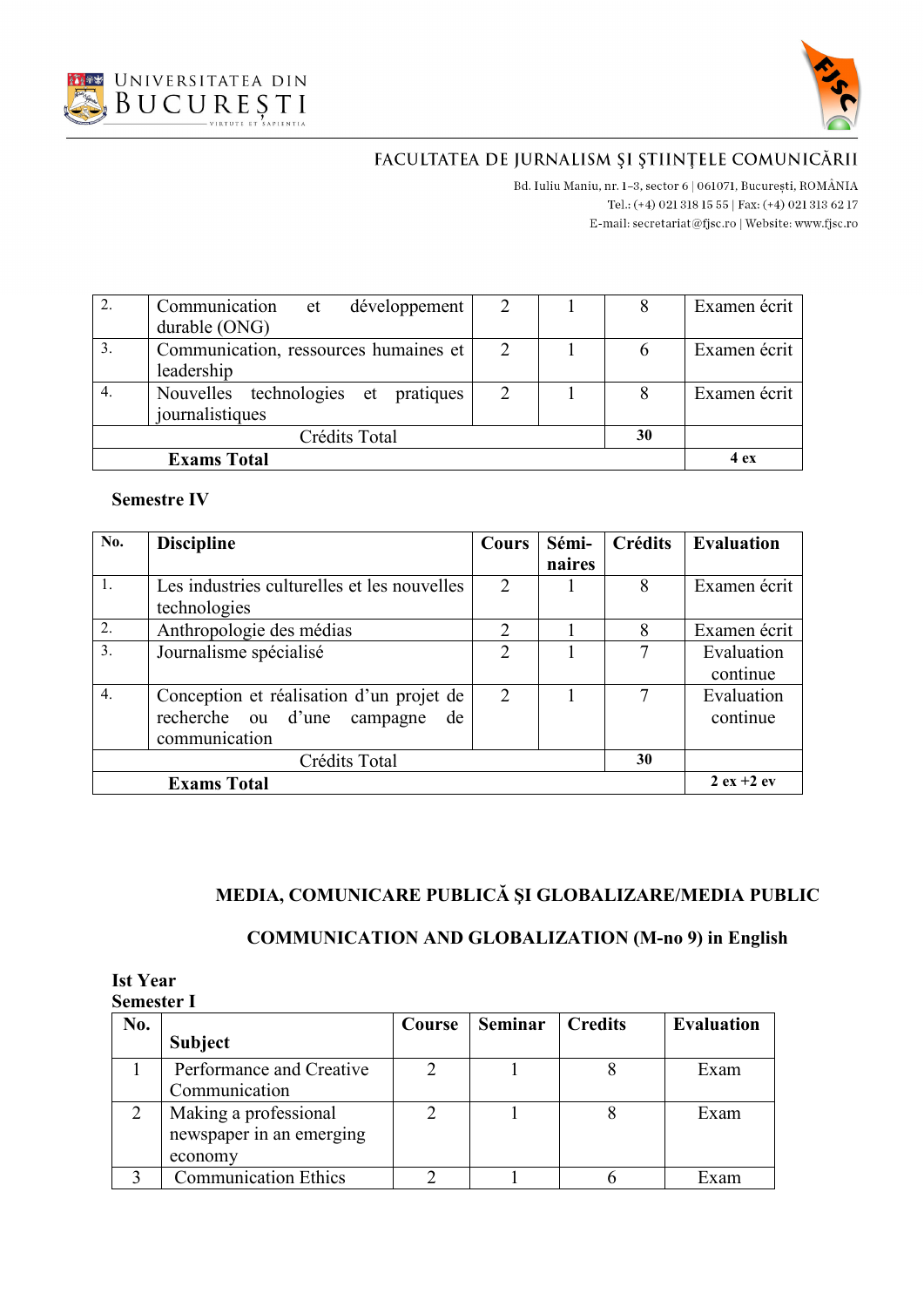| 2. | Communication et développement durable (ONG) | 2 | 1 | 8 | Examen écrit |
|---|---|---|---|---|---|
| 3. | Communication, ressources humaines et leadership | 2 | 1 | 6 | Examen écrit |
| 4. | Nouvelles technologies et pratiques journalistiques | 2 | 1 | 8 | Examen écrit |
| | Crédits Total | | | **30** | |
| | **Exams Total** | | | | **4 ex** |

**Semestre IV**

| No. | Discipline | Cours | Sémi-naires | Crédits | Evaluation |
|---|---|---|---|---|---|
| 1. | Les industries culturelles et les nouvelles technologies | 2 | 1 | 8 | Examen écrit |
| 2. | Anthropologie des médias | 2 | 1 | 8 | Examen écrit |
| 3. | Journalisme spécialisé | 2 | 1 | 7 | Evaluation continue |
| 4. | Conception et réalisation d'un projet de recherche ou d'une campagne de communication | 2 | 1 | 7 | Evaluation continue |
| | Crédits Total | | | **30** | |
| | **Exams Total** | | | | **2 ex +2 ev** |

## MEDIA, COMUNICARE PUBLICĂ ŞI GLOBALIZARE/MEDIA PUBLIC COMMUNICATION AND GLOBALIZATION (M-no 9) in English

**Ist Year**
**Semester I**

| No. | Subject | Course | Seminar | Credits | Evaluation |
|---|---|---|---|---|---|
| 1 | Performance and Creative Communication | 2 | 1 | 8 | Exam |
| 2 | Making a professional newspaper in an emerging economy | 2 | 1 | 8 | Exam |
| 3 | Communication Ethics | 2 | 1 | 6 | Exam |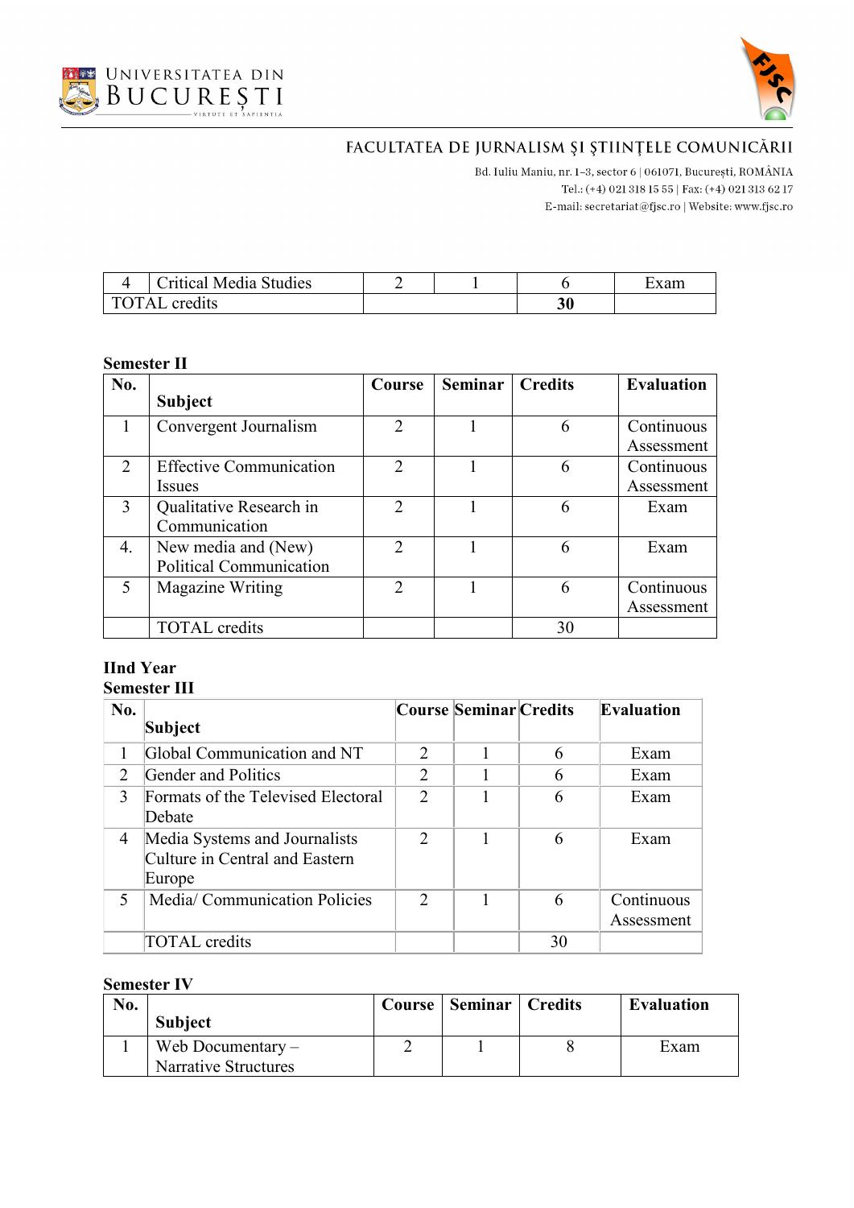| 4 | Critical Media Studies | 2 | 1 | 6 | Exam |
|---|---|---|---|---|---|
| TOTAL credits | | | | **30** | |

**Semester II**

| No. | Subject | Course | Seminar | Credits | Evaluation |
|---|---|---|---|---|---|
| 1 | Convergent Journalism | 2 | 1 | 6 | Continuous Assessment |
| 2 | Effective Communication Issues | 2 | 1 | 6 | Continuous Assessment |
| 3 | Qualitative Research in Communication | 2 | 1 | 6 | Exam |
| 4. | New media and (New) Political Communication | 2 | 1 | 6 | Exam |
| 5 | Magazine Writing | 2 | 1 | 6 | Continuous Assessment |
| | TOTAL credits | | | 30 | |

**IInd Year**
**Semester III**

| No. | Subject | Course | Seminar | Credits | Evaluation |
|---|---|---|---|---|---|
| 1 | Global Communication and NT | 2 | 1 | 6 | Exam |
| 2 | Gender and Politics | 2 | 1 | 6 | Exam |
| 3 | Formats of the Televised Electoral Debate | 2 | 1 | 6 | Exam |
| 4 | Media Systems and Journalists Culture in Central and Eastern Europe | 2 | 1 | 6 | Exam |
| 5 | Media/ Communication Policies | 2 | 1 | 6 | Continuous Assessment |
| | TOTAL credits | | | 30 | |

**Semester IV**

| No. | Subject | Course | Seminar | Credits | Evaluation |
|---|---|---|---|---|---|
| 1 | Web Documentary – Narrative Structures | 2 | 1 | 8 | Exam |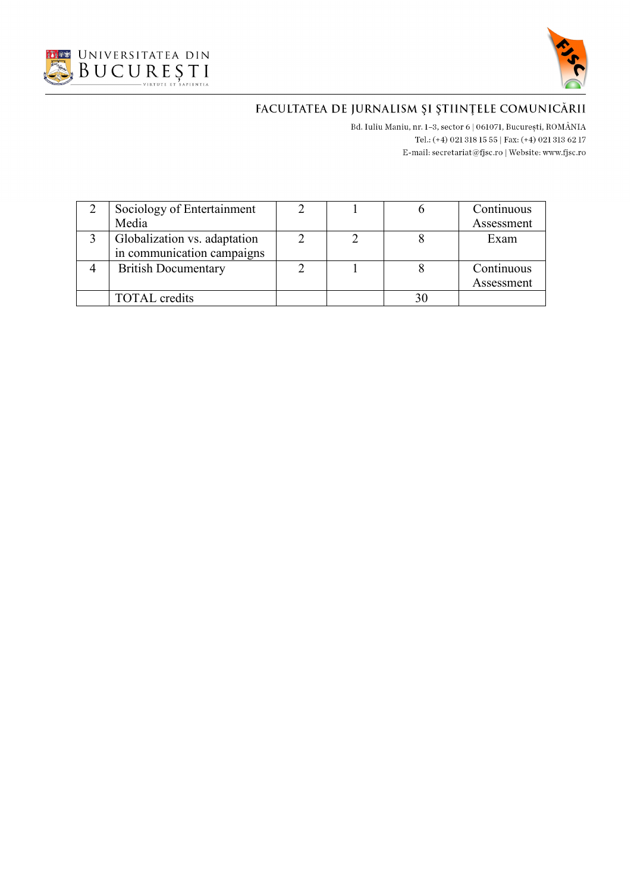| | | | | | |
|---|---|---|---|---|---|
| 2 | Sociology of Entertainment Media | 2 | 1 | 6 | Continuous Assessment |
| 3 | Globalization vs. adaptation in communication campaigns | 2 | 2 | 8 | Exam |
| 4 | British Documentary | 2 | 1 | 8 | Continuous Assessment |
| | TOTAL credits | | | 30 | |